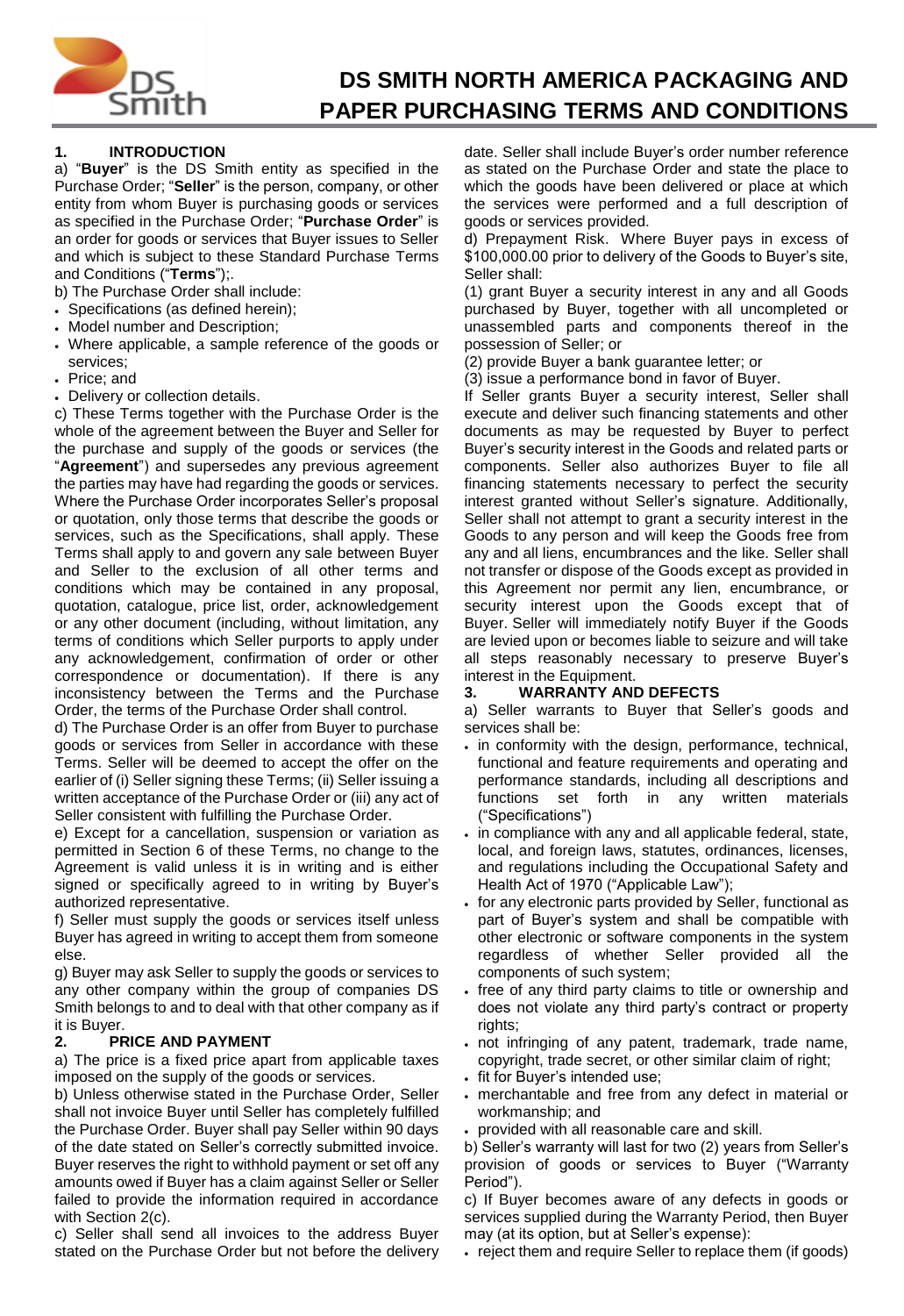# DS SMITH NORTH AMERICA PACKAGING AND PAPER PURCHASING TERMS AND CONDITIONS

## 1. INTRODUCTION

a) "**Buyer**" is the DS Smith entity as specified in the Purchase Order; "**Seller**" is the person, company, or other entity from whom Buyer is purchasing goods or services as specified in the Purchase Order; "**Purchase Order**" is an order for goods or services that Buyer issues to Seller and which is subject to these Standard Purchase Terms and Conditions ("**Terms**");.

b) The Purchase Order shall include:

- Specifications (as defined herein);
- Model number and Description;
- Where applicable, a sample reference of the goods or services;
- Price; and
- Delivery or collection details.

c) These Terms together with the Purchase Order is the whole of the agreement between the Buyer and Seller for the purchase and supply of the goods or services (the "**Agreement**") and supersedes any previous agreement the parties may have had regarding the goods or services. Where the Purchase Order incorporates Seller's proposal or quotation, only those terms that describe the goods or services, such as the Specifications, shall apply. These Terms shall apply to and govern any sale between Buyer and Seller to the exclusion of all other terms and conditions which may be contained in any proposal, quotation, catalogue, price list, order, acknowledgement or any other document (including, without limitation, any terms of conditions which Seller purports to apply under any acknowledgement, confirmation of order or other correspondence or documentation). If there is any inconsistency between the Terms and the Purchase Order, the terms of the Purchase Order shall control.

d) The Purchase Order is an offer from Buyer to purchase goods or services from Seller in accordance with these Terms. Seller will be deemed to accept the offer on the earlier of (i) Seller signing these Terms; (ii) Seller issuing a written acceptance of the Purchase Order or (iii) any act of Seller consistent with fulfilling the Purchase Order.

e) Except for a cancellation, suspension or variation as permitted in Section 6 of these Terms, no change to the Agreement is valid unless it is in writing and is either signed or specifically agreed to in writing by Buyer's authorized representative.

f) Seller must supply the goods or services itself unless Buyer has agreed in writing to accept them from someone else.

g) Buyer may ask Seller to supply the goods or services to any other company within the group of companies DS Smith belongs to and to deal with that other company as if it is Buyer.

## 2. PRICE AND PAYMENT

a) The price is a fixed price apart from applicable taxes imposed on the supply of the goods or services.

b) Unless otherwise stated in the Purchase Order, Seller shall not invoice Buyer until Seller has completely fulfilled the Purchase Order. Buyer shall pay Seller within 90 days of the date stated on Seller's correctly submitted invoice. Buyer reserves the right to withhold payment or set off any amounts owed if Buyer has a claim against Seller or Seller failed to provide the information required in accordance with Section 2(c).

c) Seller shall send all invoices to the address Buyer stated on the Purchase Order but not before the delivery date. Seller shall include Buyer's order number reference as stated on the Purchase Order and state the place to which the goods have been delivered or place at which the services were performed and a full description of goods or services provided.

d) Prepayment Risk. Where Buyer pays in excess of $100,000.00 prior to delivery of the Goods to Buyer's site, Seller shall:

(1) grant Buyer a security interest in any and all Goods purchased by Buyer, together with all uncompleted or unassembled parts and components thereof in the possession of Seller; or

(2) provide Buyer a bank guarantee letter; or

(3) issue a performance bond in favor of Buyer.

If Seller grants Buyer a security interest, Seller shall execute and deliver such financing statements and other documents as may be requested by Buyer to perfect Buyer's security interest in the Goods and related parts or components. Seller also authorizes Buyer to file all financing statements necessary to perfect the security interest granted without Seller's signature. Additionally, Seller shall not attempt to grant a security interest in the Goods to any person and will keep the Goods free from any and all liens, encumbrances and the like. Seller shall not transfer or dispose of the Goods except as provided in this Agreement nor permit any lien, encumbrance, or security interest upon the Goods except that of Buyer. Seller will immediately notify Buyer if the Goods are levied upon or becomes liable to seizure and will take all steps reasonably necessary to preserve Buyer's interest in the Equipment.

## 3. WARRANTY AND DEFECTS

a) Seller warrants to Buyer that Seller's goods and services shall be:

- in conformity with the design, performance, technical, functional and feature requirements and operating and performance standards, including all descriptions and functions set forth in any written materials ("Specifications")
- in compliance with any and all applicable federal, state, local, and foreign laws, statutes, ordinances, licenses, and regulations including the Occupational Safety and Health Act of 1970 ("Applicable Law");
- for any electronic parts provided by Seller, functional as part of Buyer's system and shall be compatible with other electronic or software components in the system regardless of whether Seller provided all the components of such system;
- free of any third party claims to title or ownership and does not violate any third party's contract or property rights;
- not infringing of any patent, trademark, trade name, copyright, trade secret, or other similar claim of right;
- fit for Buyer's intended use;
- merchantable and free from any defect in material or workmanship; and
- provided with all reasonable care and skill.

b) Seller's warranty will last for two (2) years from Seller's provision of goods or services to Buyer ("Warranty Period").

c) If Buyer becomes aware of any defects in goods or services supplied during the Warranty Period, then Buyer may (at its option, but at Seller's expense):

- reject them and require Seller to replace them (if goods)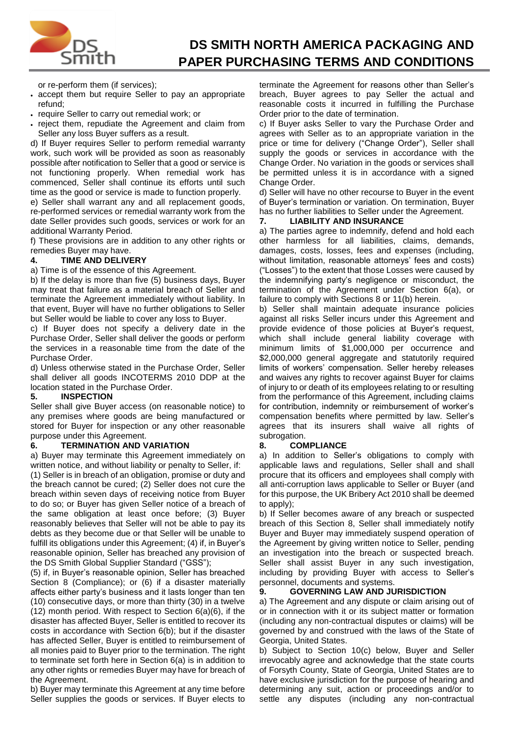or re-perform them (if services);

- accept them but require Seller to pay an appropriate refund;
- require Seller to carry out remedial work; or
- reject them, repudiate the Agreement and claim from Seller any loss Buyer suffers as a result.

d) If Buyer requires Seller to perform remedial warranty work, such work will be provided as soon as reasonably possible after notification to Seller that a good or service is not functioning properly. When remedial work has commenced, Seller shall continue its efforts until such time as the good or service is made to function properly.

e) Seller shall warrant any and all replacement goods, re-performed services or remedial warranty work from the date Seller provides such goods, services or work for an additional Warranty Period.

f) These provisions are in addition to any other rights or remedies Buyer may have.

## 4. TIME AND DELIVERY

a) Time is of the essence of this Agreement.

b) If the delay is more than five (5) business days, Buyer may treat that failure as a material breach of Seller and terminate the Agreement immediately without liability. In that event, Buyer will have no further obligations to Seller but Seller would be liable to cover any loss to Buyer.

c) If Buyer does not specify a delivery date in the Purchase Order, Seller shall deliver the goods or perform the services in a reasonable time from the date of the Purchase Order.

d) Unless otherwise stated in the Purchase Order, Seller shall deliver all goods INCOTERMS 2010 DDP at the location stated in the Purchase Order.

## 5. INSPECTION

Seller shall give Buyer access (on reasonable notice) to any premises where goods are being manufactured or stored for Buyer for inspection or any other reasonable purpose under this Agreement.

## 6. TERMINATION AND VARIATION

a) Buyer may terminate this Agreement immediately on written notice, and without liability or penalty to Seller, if:
(1) Seller is in breach of an obligation, promise or duty and the breach cannot be cured; (2) Seller does not cure the breach within seven days of receiving notice from Buyer to do so; or Buyer has given Seller notice of a breach of the same obligation at least once before; (3) Buyer reasonably believes that Seller will not be able to pay its debts as they become due or that Seller will be unable to fulfill its obligations under this Agreement; (4) if, in Buyer's reasonable opinion, Seller has breached any provision of the DS Smith Global Supplier Standard ("GSS");
(5) if, in Buyer's reasonable opinion, Seller has breached Section 8 (Compliance); or (6) if a disaster materially affects either party's business and it lasts longer than ten (10) consecutive days, or more than thirty (30) in a twelve (12) month period. With respect to Section 6(a)(6), if the disaster has affected Buyer, Seller is entitled to recover its costs in accordance with Section 6(b); but if the disaster has affected Seller, Buyer is entitled to reimbursement of all monies paid to Buyer prior to the termination. The right to terminate set forth here in Section 6(a) is in addition to any other rights or remedies Buyer may have for breach of the Agreement.

b) Buyer may terminate this Agreement at any time before Seller supplies the goods or services. If Buyer elects to terminate the Agreement for reasons other than Seller's breach, Buyer agrees to pay Seller the actual and reasonable costs it incurred in fulfilling the Purchase Order prior to the date of termination.

c) If Buyer asks Seller to vary the Purchase Order and agrees with Seller as to an appropriate variation in the price or time for delivery ("Change Order"), Seller shall supply the goods or services in accordance with the Change Order. No variation in the goods or services shall be permitted unless it is in accordance with a signed Change Order.

d) Seller will have no other recourse to Buyer in the event of Buyer's termination or variation. On termination, Buyer has no further liabilities to Seller under the Agreement.

## 7. LIABILITY AND INSURANCE

a) The parties agree to indemnify, defend and hold each other harmless for all liabilities, claims, demands, damages, costs, losses, fees and expenses (including, without limitation, reasonable attorneys' fees and costs) ("Losses") to the extent that those Losses were caused by the indemnifying party's negligence or misconduct, the termination of the Agreement under Section 6(a), or failure to comply with Sections 8 or 11(b) herein.

b) Seller shall maintain adequate insurance policies against all risks Seller incurs under this Agreement and provide evidence of those policies at Buyer's request, which shall include general liability coverage with minimum limits of $1,000,000 per occurrence and $2,000,000 general aggregate and statutorily required limits of workers' compensation. Seller hereby releases and waives any rights to recover against Buyer for claims of injury to or death of its employees relating to or resulting from the performance of this Agreement, including claims for contribution, indemnity or reimbursement of worker's compensation benefits where permitted by law. Seller's agrees that its insurers shall waive all rights of subrogation.

## 8. COMPLIANCE

a) In addition to Seller's obligations to comply with applicable laws and regulations, Seller shall and shall procure that its officers and employees shall comply with all anti-corruption laws applicable to Seller or Buyer (and for this purpose, the UK Bribery Act 2010 shall be deemed to apply);

b) If Seller becomes aware of any breach or suspected breach of this Section 8, Seller shall immediately notify Buyer and Buyer may immediately suspend operation of the Agreement by giving written notice to Seller, pending an investigation into the breach or suspected breach. Seller shall assist Buyer in any such investigation, including by providing Buyer with access to Seller's personnel, documents and systems.

## 9. GOVERNING LAW AND JURISDICTION

a) The Agreement and any dispute or claim arising out of or in connection with it or its subject matter or formation (including any non-contractual disputes or claims) will be governed by and construed with the laws of the State of Georgia, United States.

b) Subject to Section 10(c) below, Buyer and Seller irrevocably agree and acknowledge that the state courts of Forsyth County, State of Georgia, United States are to have exclusive jurisdiction for the purpose of hearing and determining any suit, action or proceedings and/or to settle any disputes (including any non-contractual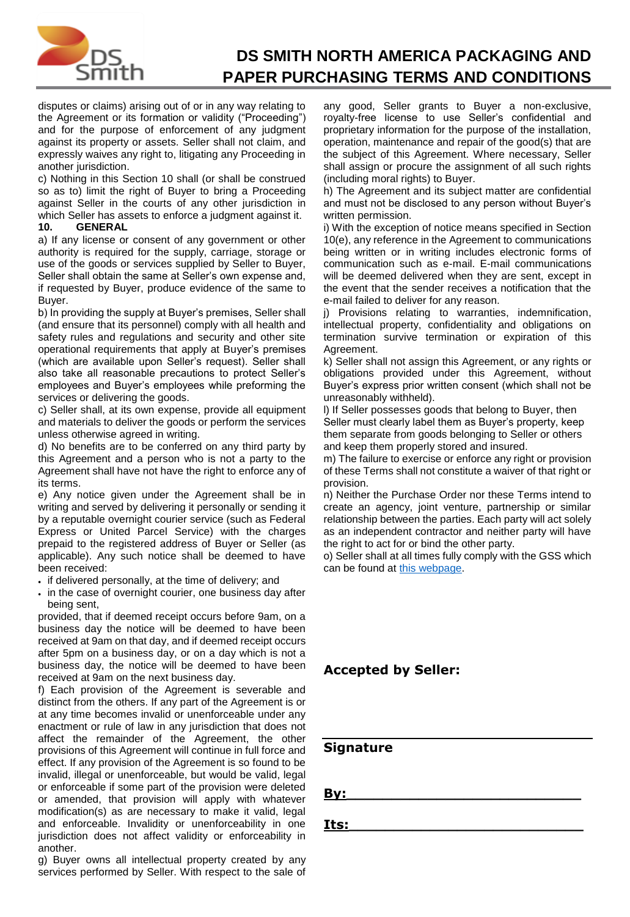disputes or claims) arising out of or in any way relating to the Agreement or its formation or validity ("Proceeding") and for the purpose of enforcement of any judgment against its property or assets. Seller shall not claim, and expressly waives any right to, litigating any Proceeding in another jurisdiction.

c) Nothing in this Section 10 shall (or shall be construed so as to) limit the right of Buyer to bring a Proceeding against Seller in the courts of any other jurisdiction in which Seller has assets to enforce a judgment against it.

**10. GENERAL**

a) If any license or consent of any government or other authority is required for the supply, carriage, storage or use of the goods or services supplied by Seller to Buyer, Seller shall obtain the same at Seller's own expense and, if requested by Buyer, produce evidence of the same to Buyer.

b) In providing the supply at Buyer's premises, Seller shall (and ensure that its personnel) comply with all health and safety rules and regulations and security and other site operational requirements that apply at Buyer's premises (which are available upon Seller's request). Seller shall also take all reasonable precautions to protect Seller's employees and Buyer's employees while preforming the services or delivering the goods.

c) Seller shall, at its own expense, provide all equipment and materials to deliver the goods or perform the services unless otherwise agreed in writing.

d) No benefits are to be conferred on any third party by this Agreement and a person who is not a party to the Agreement shall have not have the right to enforce any of its terms.

e) Any notice given under the Agreement shall be in writing and served by delivering it personally or sending it by a reputable overnight courier service (such as Federal Express or United Parcel Service) with the charges prepaid to the registered address of Buyer or Seller (as applicable). Any such notice shall be deemed to have been received:

- if delivered personally, at the time of delivery; and
- in the case of overnight courier, one business day after being sent,

provided, that if deemed receipt occurs before 9am, on a business day the notice will be deemed to have been received at 9am on that day, and if deemed receipt occurs after 5pm on a business day, or on a day which is not a business day, the notice will be deemed to have been received at 9am on the next business day.

f) Each provision of the Agreement is severable and distinct from the others. If any part of the Agreement is or at any time becomes invalid or unenforceable under any enactment or rule of law in any jurisdiction that does not affect the remainder of the Agreement, the other provisions of this Agreement will continue in full force and effect. If any provision of the Agreement is so found to be invalid, illegal or unenforceable, but would be valid, legal or enforceable if some part of the provision were deleted or amended, that provision will apply with whatever modification(s) as are necessary to make it valid, legal and enforceable. Invalidity or unenforceability in one jurisdiction does not affect validity or enforceability in another.

g) Buyer owns all intellectual property created by any services performed by Seller. With respect to the sale of any good, Seller grants to Buyer a non-exclusive, royalty-free license to use Seller's confidential and proprietary information for the purpose of the installation, operation, maintenance and repair of the good(s) that are the subject of this Agreement. Where necessary, Seller shall assign or procure the assignment of all such rights (including moral rights) to Buyer.

h) The Agreement and its subject matter are confidential and must not be disclosed to any person without Buyer's written permission.

i) With the exception of notice means specified in Section 10(e), any reference in the Agreement to communications being written or in writing includes electronic forms of communication such as e-mail. E-mail communications will be deemed delivered when they are sent, except in the event that the sender receives a notification that the e-mail failed to deliver for any reason.

j) Provisions relating to warranties, indemnification, intellectual property, confidentiality and obligations on termination survive termination or expiration of this Agreement.

k) Seller shall not assign this Agreement, or any rights or obligations provided under this Agreement, without Buyer's express prior written consent (which shall not be unreasonably withheld).

l) If Seller possesses goods that belong to Buyer, then Seller must clearly label them as Buyer's property, keep them separate from goods belonging to Seller or others and keep them properly stored and insured.

m) The failure to exercise or enforce any right or provision of these Terms shall not constitute a waiver of that right or provision.

n) Neither the Purchase Order nor these Terms intend to create an agency, joint venture, partnership or similar relationship between the parties. Each party will act solely as an independent contractor and neither party will have the right to act for or bind the other party.

o) Seller shall at all times fully comply with the GSS which can be found at this webpage.

**Accepted by Seller:**

**Signature**

**By:**\_\_\_\_\_\_\_\_\_\_\_\_\_\_\_\_\_\_\_\_\_\_\_\_\_\_\_\_

**Its:**\_\_\_\_\_\_\_\_\_\_\_\_\_\_\_\_\_\_\_\_\_\_\_\_\_\_\_\_